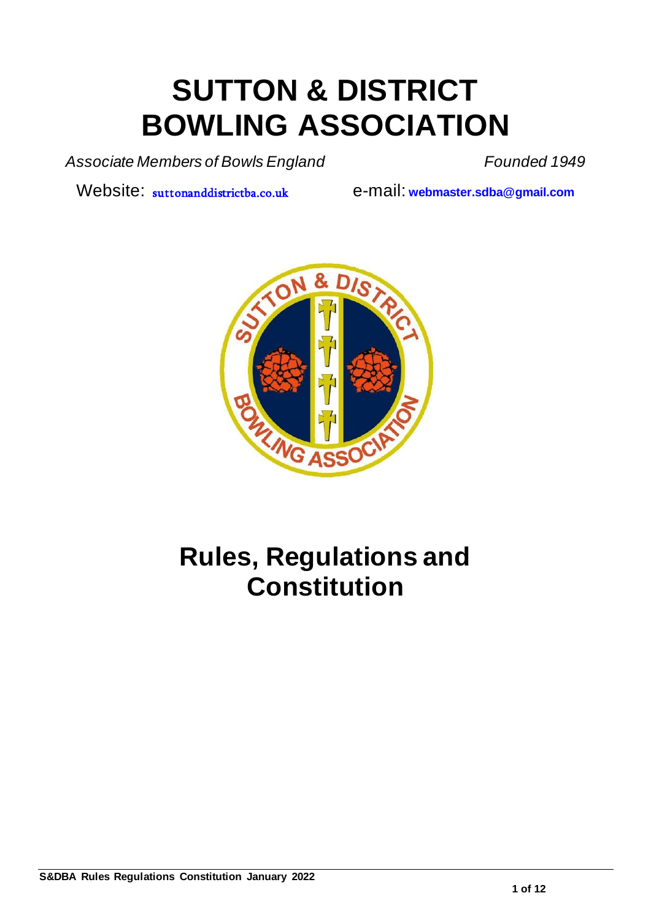# SUTTON & DISTRICT BOWLING ASSOCIATION

*Associate Members of Bowls England* *Founded 1949*

Website: suttonanddistrictba.co.uk e-mail: **webmaster.sdba@gmail.com**

# Rules, Regulations and Constitution

**S&DBA Rules Regulations Constitution January 2022**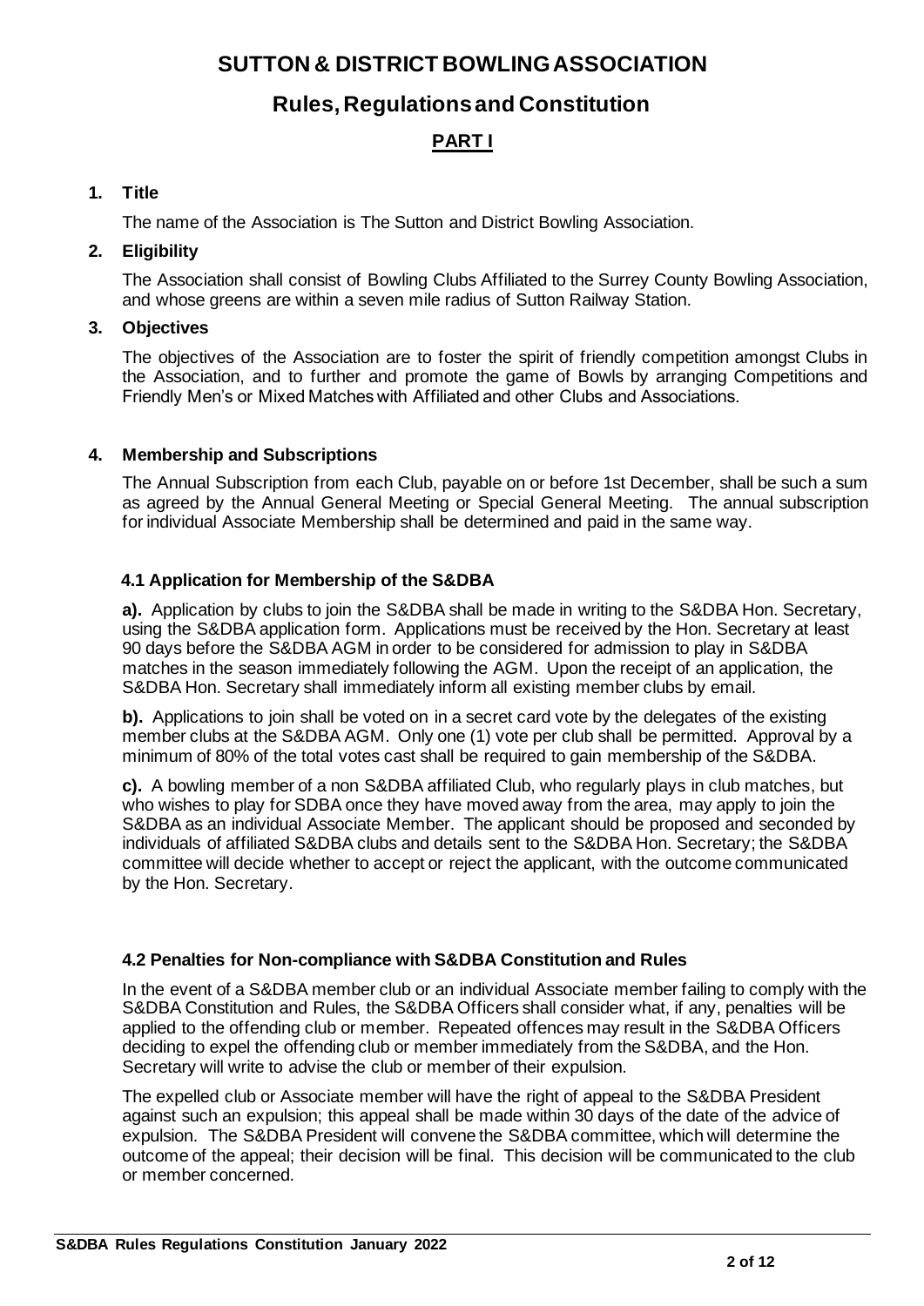# SUTTON & DISTRICT BOWLING ASSOCIATION

## Rules, Regulations and Constitution

## PART I

### 1. Title

The name of the Association is The Sutton and District Bowling Association.

### 2. Eligibility

The Association shall consist of Bowling Clubs Affiliated to the Surrey County Bowling Association, and whose greens are within a seven mile radius of Sutton Railway Station.

### 3. Objectives

The objectives of the Association are to foster the spirit of friendly competition amongst Clubs in the Association, and to further and promote the game of Bowls by arranging Competitions and Friendly Men's or Mixed Matches with Affiliated and other Clubs and Associations.

### 4. Membership and Subscriptions

The Annual Subscription from each Club, payable on or before 1st December, shall be such a sum as agreed by the Annual General Meeting or Special General Meeting. The annual subscription for individual Associate Membership shall be determined and paid in the same way.

#### 4.1 Application for Membership of the S&DBA

**a).** Application by clubs to join the S&DBA shall be made in writing to the S&DBA Hon. Secretary, using the S&DBA application form. Applications must be received by the Hon. Secretary at least 90 days before the S&DBA AGM in order to be considered for admission to play in S&DBA matches in the season immediately following the AGM. Upon the receipt of an application, the S&DBA Hon. Secretary shall immediately inform all existing member clubs by email.

**b).** Applications to join shall be voted on in a secret card vote by the delegates of the existing member clubs at the S&DBA AGM. Only one (1) vote per club shall be permitted. Approval by a minimum of 80% of the total votes cast shall be required to gain membership of the S&DBA.

**c).** A bowling member of a non S&DBA affiliated Club, who regularly plays in club matches, but who wishes to play for SDBA once they have moved away from the area, may apply to join the S&DBA as an individual Associate Member. The applicant should be proposed and seconded by individuals of affiliated S&DBA clubs and details sent to the S&DBA Hon. Secretary; the S&DBA committee will decide whether to accept or reject the applicant, with the outcome communicated by the Hon. Secretary.

#### 4.2 Penalties for Non-compliance with S&DBA Constitution and Rules

In the event of a S&DBA member club or an individual Associate member failing to comply with the S&DBA Constitution and Rules, the S&DBA Officers shall consider what, if any, penalties will be applied to the offending club or member. Repeated offences may result in the S&DBA Officers deciding to expel the offending club or member immediately from the S&DBA, and the Hon. Secretary will write to advise the club or member of their expulsion.

The expelled club or Associate member will have the right of appeal to the S&DBA President against such an expulsion; this appeal shall be made within 30 days of the date of the advice of expulsion. The S&DBA President will convene the S&DBA committee, which will determine the outcome of the appeal; their decision will be final. This decision will be communicated to the club or member concerned.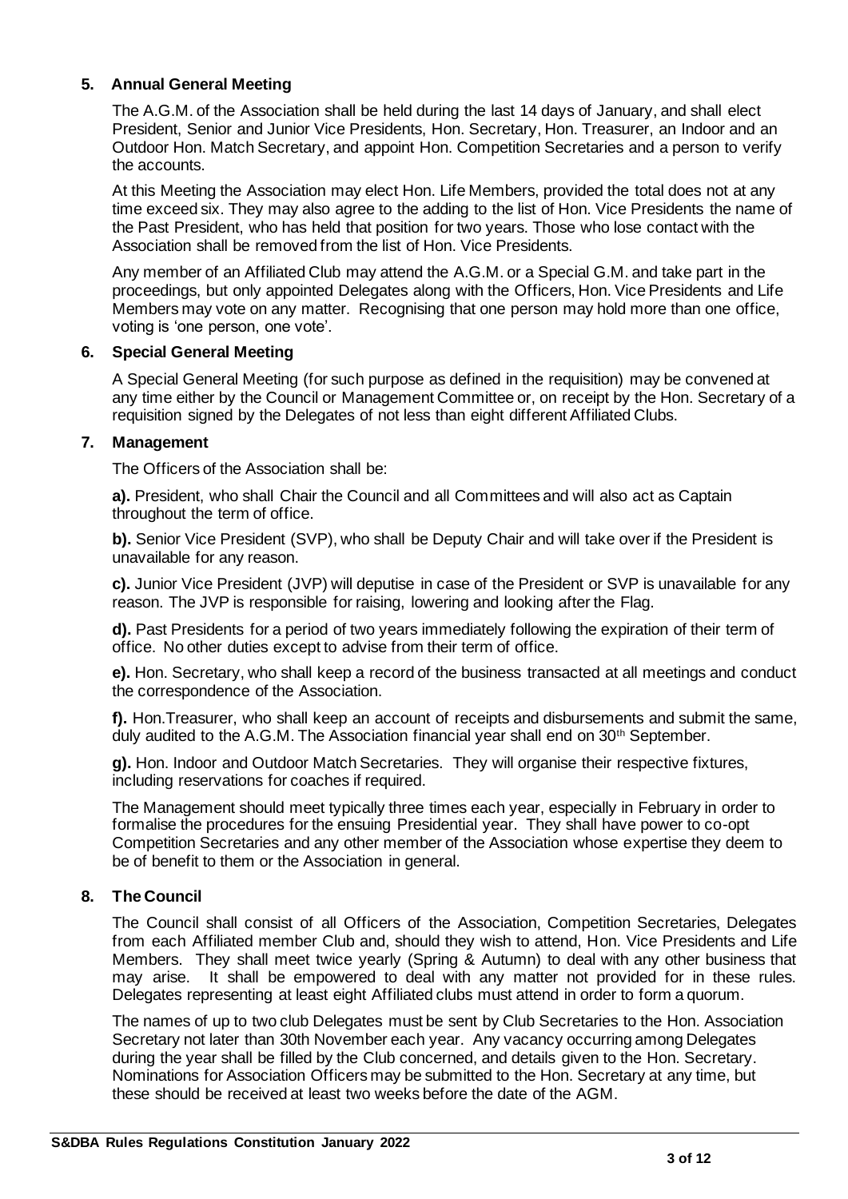## 5. Annual General Meeting

The A.G.M. of the Association shall be held during the last 14 days of January, and shall elect President, Senior and Junior Vice Presidents, Hon. Secretary, Hon. Treasurer, an Indoor and an Outdoor Hon. Match Secretary, and appoint Hon. Competition Secretaries and a person to verify the accounts.

At this Meeting the Association may elect Hon. Life Members, provided the total does not at any time exceed six. They may also agree to the adding to the list of Hon. Vice Presidents the name of the Past President, who has held that position for two years. Those who lose contact with the Association shall be removed from the list of Hon. Vice Presidents.

Any member of an Affiliated Club may attend the A.G.M. or a Special G.M. and take part in the proceedings, but only appointed Delegates along with the Officers, Hon. Vice Presidents and Life Members may vote on any matter. Recognising that one person may hold more than one office, voting is 'one person, one vote'.

## 6. Special General Meeting

A Special General Meeting (for such purpose as defined in the requisition) may be convened at any time either by the Council or Management Committee or, on receipt by the Hon. Secretary of a requisition signed by the Delegates of not less than eight different Affiliated Clubs.

## 7. Management

The Officers of the Association shall be:

**a).** President, who shall Chair the Council and all Committees and will also act as Captain throughout the term of office.

**b).** Senior Vice President (SVP), who shall be Deputy Chair and will take over if the President is unavailable for any reason.

**c).** Junior Vice President (JVP) will deputise in case of the President or SVP is unavailable for any reason. The JVP is responsible for raising, lowering and looking after the Flag.

**d).** Past Presidents for a period of two years immediately following the expiration of their term of office. No other duties except to advise from their term of office.

**e).** Hon. Secretary, who shall keep a record of the business transacted at all meetings and conduct the correspondence of the Association.

**f).** Hon.Treasurer, who shall keep an account of receipts and disbursements and submit the same, duly audited to the A.G.M. The Association financial year shall end on 30th September.

**g).** Hon. Indoor and Outdoor Match Secretaries. They will organise their respective fixtures, including reservations for coaches if required.

The Management should meet typically three times each year, especially in February in order to formalise the procedures for the ensuing Presidential year. They shall have power to co-opt Competition Secretaries and any other member of the Association whose expertise they deem to be of benefit to them or the Association in general.

## 8. The Council

The Council shall consist of all Officers of the Association, Competition Secretaries, Delegates from each Affiliated member Club and, should they wish to attend, Hon. Vice Presidents and Life Members. They shall meet twice yearly (Spring & Autumn) to deal with any other business that may arise. It shall be empowered to deal with any matter not provided for in these rules. Delegates representing at least eight Affiliated clubs must attend in order to form a quorum.

The names of up to two club Delegates must be sent by Club Secretaries to the Hon. Association Secretary not later than 30th November each year. Any vacancy occurring among Delegates during the year shall be filled by the Club concerned, and details given to the Hon. Secretary. Nominations for Association Officers may be submitted to the Hon. Secretary at any time, but these should be received at least two weeks before the date of the AGM.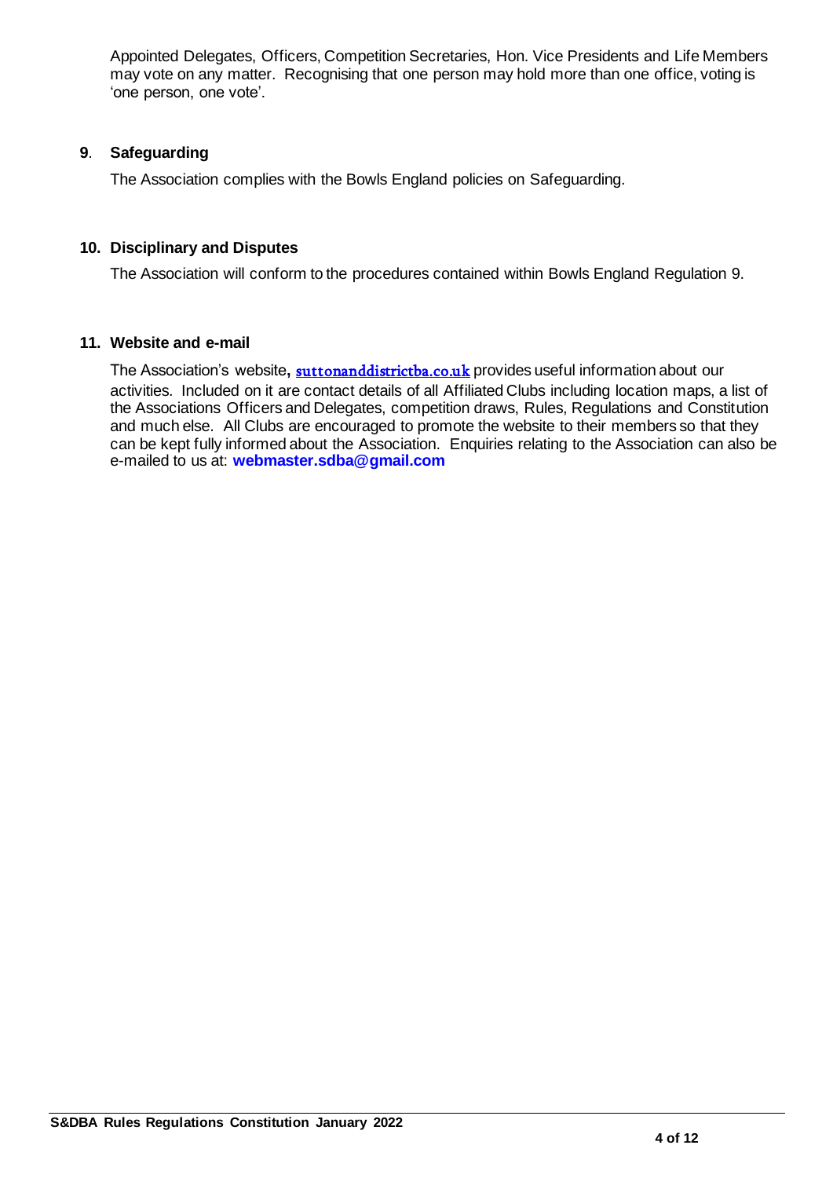Appointed Delegates, Officers, Competition Secretaries, Hon. Vice Presidents and Life Members may vote on any matter. Recognising that one person may hold more than one office, voting is 'one person, one vote'.

## 9. Safeguarding

The Association complies with the Bowls England policies on Safeguarding.

## 10. Disciplinary and Disputes

The Association will conform to the procedures contained within Bowls England Regulation 9.

## 11. Website and e-mail

The Association's website, suttonanddistrictba.co.uk provides useful information about our activities. Included on it are contact details of all Affiliated Clubs including location maps, a list of the Associations Officers and Delegates, competition draws, Rules, Regulations and Constitution and much else. All Clubs are encouraged to promote the website to their members so that they can be kept fully informed about the Association. Enquiries relating to the Association can also be e-mailed to us at: **webmaster.sdba@gmail.com**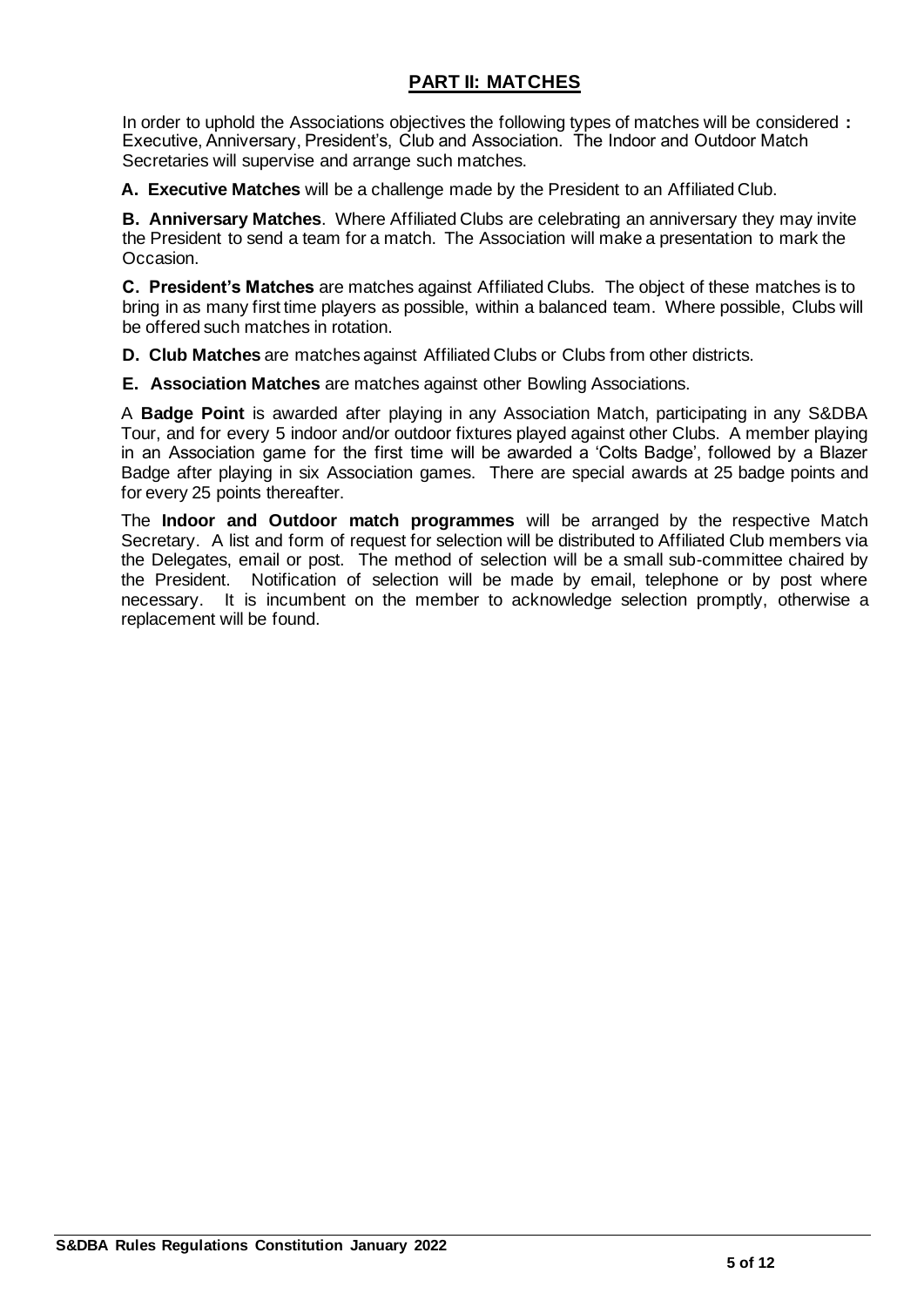## PART II: MATCHES

In order to uphold the Associations objectives the following types of matches will be considered **:** Executive, Anniversary, President's, Club and Association. The Indoor and Outdoor Match Secretaries will supervise and arrange such matches.

**A. Executive Matches** will be a challenge made by the President to an Affiliated Club.

**B. Anniversary Matches**. Where Affiliated Clubs are celebrating an anniversary they may invite the President to send a team for a match. The Association will make a presentation to mark the Occasion.

**C. President's Matches** are matches against Affiliated Clubs. The object of these matches is to bring in as many first time players as possible, within a balanced team. Where possible, Clubs will be offered such matches in rotation.

**D. Club Matches** are matches against Affiliated Clubs or Clubs from other districts.

**E. Association Matches** are matches against other Bowling Associations.

A **Badge Point** is awarded after playing in any Association Match, participating in any S&DBA Tour, and for every 5 indoor and/or outdoor fixtures played against other Clubs. A member playing in an Association game for the first time will be awarded a 'Colts Badge', followed by a Blazer Badge after playing in six Association games. There are special awards at 25 badge points and for every 25 points thereafter.

The **Indoor and Outdoor match programmes** will be arranged by the respective Match Secretary. A list and form of request for selection will be distributed to Affiliated Club members via the Delegates, email or post. The method of selection will be a small sub-committee chaired by the President. Notification of selection will be made by email, telephone or by post where necessary. It is incumbent on the member to acknowledge selection promptly, otherwise a replacement will be found.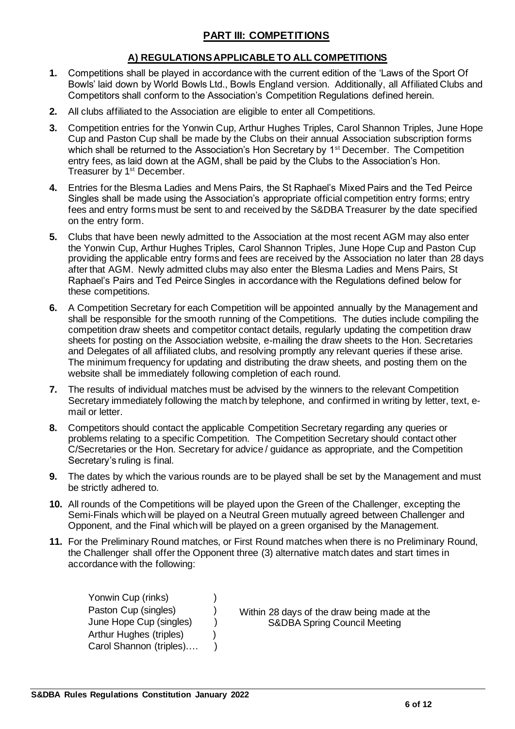## PART III: COMPETITIONS

### A) REGULATIONS APPLICABLE TO ALL COMPETITIONS

1. Competitions shall be played in accordance with the current edition of the 'Laws of the Sport Of Bowls' laid down by World Bowls Ltd., Bowls England version. Additionally, all Affiliated Clubs and Competitors shall conform to the Association's Competition Regulations defined herein.
2. All clubs affiliated to the Association are eligible to enter all Competitions.
3. Competition entries for the Yonwin Cup, Arthur Hughes Triples, Carol Shannon Triples, June Hope Cup and Paston Cup shall be made by the Clubs on their annual Association subscription forms which shall be returned to the Association's Hon Secretary by 1st December. The Competition entry fees, as laid down at the AGM, shall be paid by the Clubs to the Association's Hon. Treasurer by 1st December.
4. Entries for the Blesma Ladies and Mens Pairs, the St Raphael's Mixed Pairs and the Ted Peirce Singles shall be made using the Association's appropriate official competition entry forms; entry fees and entry forms must be sent to and received by the S&DBA Treasurer by the date specified on the entry form.
5. Clubs that have been newly admitted to the Association at the most recent AGM may also enter the Yonwin Cup, Arthur Hughes Triples, Carol Shannon Triples, June Hope Cup and Paston Cup providing the applicable entry forms and fees are received by the Association no later than 28 days after that AGM. Newly admitted clubs may also enter the Blesma Ladies and Mens Pairs, St Raphael's Pairs and Ted Peirce Singles in accordance with the Regulations defined below for these competitions.
6. A Competition Secretary for each Competition will be appointed annually by the Management and shall be responsible for the smooth running of the Competitions. The duties include compiling the competition draw sheets and competitor contact details, regularly updating the competition draw sheets for posting on the Association website, e-mailing the draw sheets to the Hon. Secretaries and Delegates of all affiliated clubs, and resolving promptly any relevant queries if these arise. The minimum frequency for updating and distributing the draw sheets, and posting them on the website shall be immediately following completion of each round.
7. The results of individual matches must be advised by the winners to the relevant Competition Secretary immediately following the match by telephone, and confirmed in writing by letter, text, e-mail or letter.
8. Competitors should contact the applicable Competition Secretary regarding any queries or problems relating to a specific Competition. The Competition Secretary should contact other C/Secretaries or the Hon. Secretary for advice / guidance as appropriate, and the Competition Secretary's ruling is final.
9. The dates by which the various rounds are to be played shall be set by the Management and must be strictly adhered to.
10. All rounds of the Competitions will be played upon the Green of the Challenger, excepting the Semi-Finals which will be played on a Neutral Green mutually agreed between Challenger and Opponent, and the Final which will be played on a green organised by the Management.
11. For the Preliminary Round matches, or First Round matches when there is no Preliminary Round, the Challenger shall offer the Opponent three (3) alternative match dates and start times in accordance with the following:

| | |
|---|---|
| Yonwin Cup (rinks)<br>Paston Cup (singles)<br>June Hope Cup (singles)<br>Arthur Hughes (triples)<br>Carol Shannon (triples)…. | Within 28 days of the draw being made at the S&DBA Spring Council Meeting |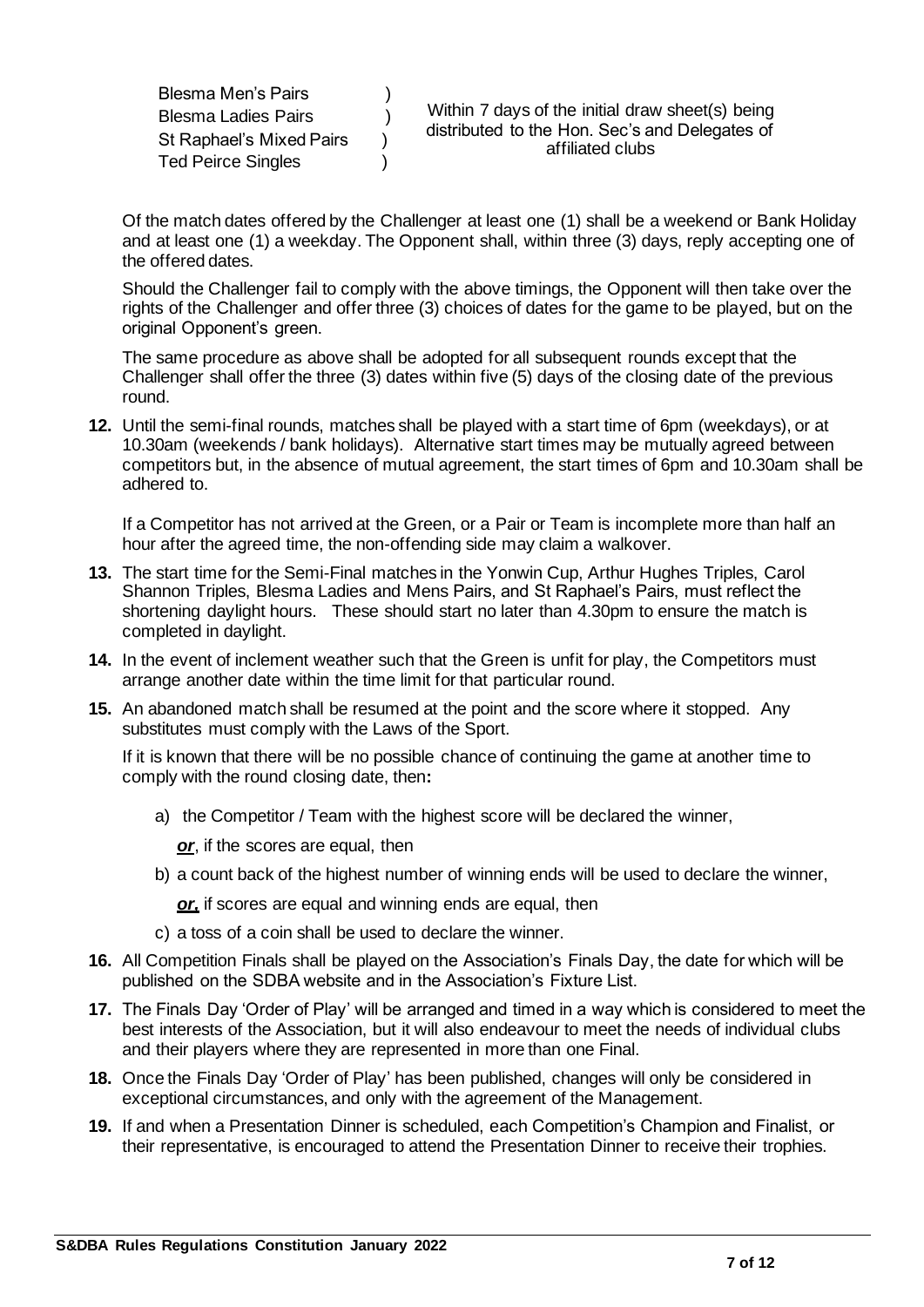| | |
|---|---|
| Blesma Men's Pairs )<br>Blesma Ladies Pairs )<br>St Raphael's Mixed Pairs )<br>Ted Peirce Singles ) | Within 7 days of the initial draw sheet(s) being distributed to the Hon. Sec's and Delegates of affiliated clubs |

Of the match dates offered by the Challenger at least one (1) shall be a weekend or Bank Holiday and at least one (1) a weekday. The Opponent shall, within three (3) days, reply accepting one of the offered dates.

Should the Challenger fail to comply with the above timings, the Opponent will then take over the rights of the Challenger and offer three (3) choices of dates for the game to be played, but on the original Opponent's green.

The same procedure as above shall be adopted for all subsequent rounds except that the Challenger shall offer the three (3) dates within five (5) days of the closing date of the previous round.

**12.** Until the semi-final rounds, matches shall be played with a start time of 6pm (weekdays), or at 10.30am (weekends / bank holidays). Alternative start times may be mutually agreed between competitors but, in the absence of mutual agreement, the start times of 6pm and 10.30am shall be adhered to.

If a Competitor has not arrived at the Green, or a Pair or Team is incomplete more than half an hour after the agreed time, the non-offending side may claim a walkover.

**13.** The start time for the Semi-Final matches in the Yonwin Cup, Arthur Hughes Triples, Carol Shannon Triples, Blesma Ladies and Mens Pairs, and St Raphael's Pairs, must reflect the shortening daylight hours. These should start no later than 4.30pm to ensure the match is completed in daylight.

**14.** In the event of inclement weather such that the Green is unfit for play, the Competitors must arrange another date within the time limit for that particular round.

**15.** An abandoned match shall be resumed at the point and the score where it stopped. Any substitutes must comply with the Laws of the Sport.

If it is known that there will be no possible chance of continuing the game at another time to comply with the round closing date, then**:**

a) the Competitor / Team with the highest score will be declared the winner,

   ***or***, if the scores are equal, then

b) a count back of the highest number of winning ends will be used to declare the winner,

   ***or,*** if scores are equal and winning ends are equal, then

c) a toss of a coin shall be used to declare the winner.

**16.** All Competition Finals shall be played on the Association's Finals Day, the date for which will be published on the SDBA website and in the Association's Fixture List.

**17.** The Finals Day 'Order of Play' will be arranged and timed in a way which is considered to meet the best interests of the Association, but it will also endeavour to meet the needs of individual clubs and their players where they are represented in more than one Final.

**18.** Once the Finals Day 'Order of Play' has been published, changes will only be considered in exceptional circumstances, and only with the agreement of the Management.

**19.** If and when a Presentation Dinner is scheduled, each Competition's Champion and Finalist, or their representative, is encouraged to attend the Presentation Dinner to receive their trophies.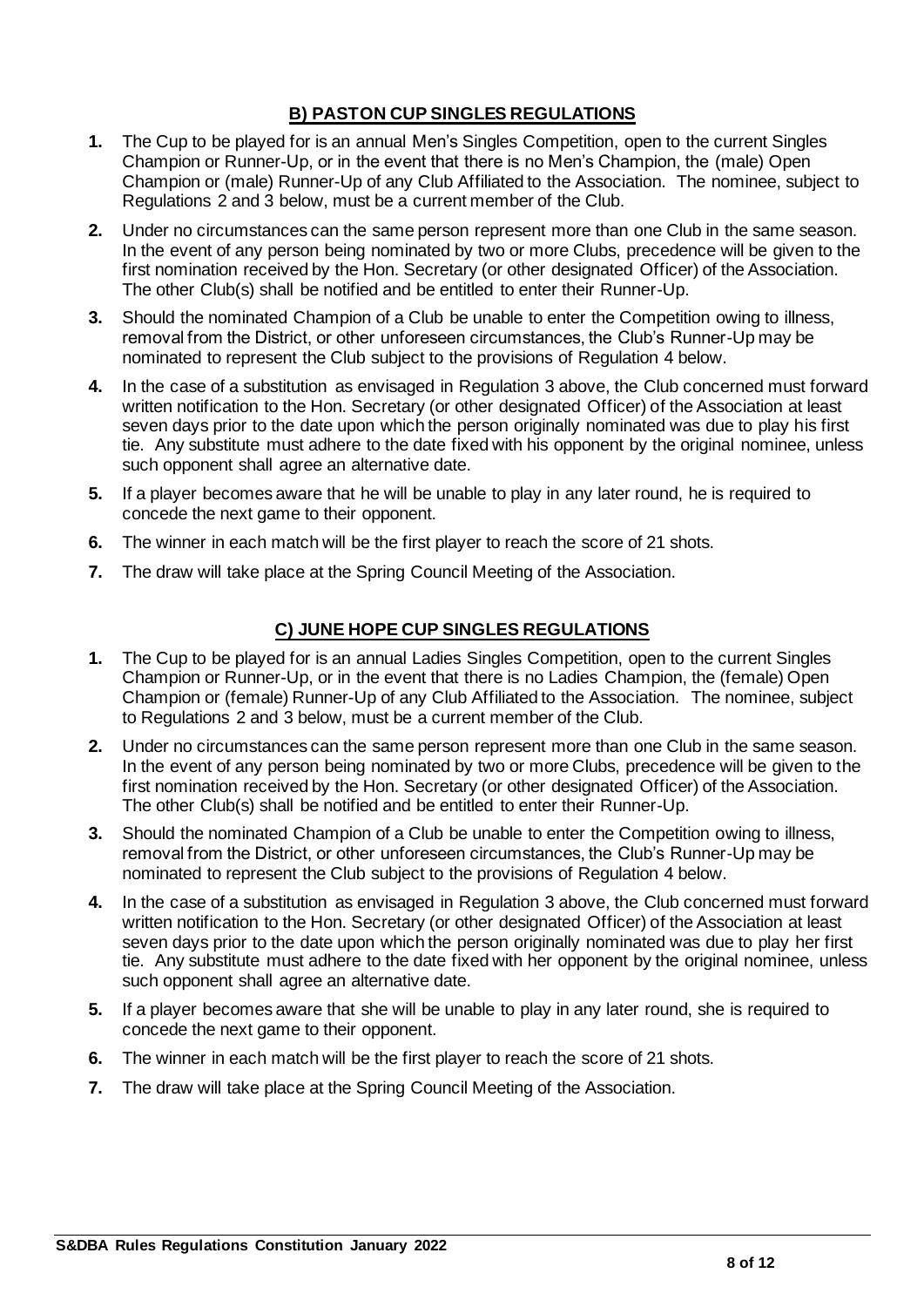## B) PASTON CUP SINGLES REGULATIONS

1. The Cup to be played for is an annual Men's Singles Competition, open to the current Singles Champion or Runner-Up, or in the event that there is no Men's Champion, the (male) Open Champion or (male) Runner-Up of any Club Affiliated to the Association. The nominee, subject to Regulations 2 and 3 below, must be a current member of the Club.
2. Under no circumstances can the same person represent more than one Club in the same season. In the event of any person being nominated by two or more Clubs, precedence will be given to the first nomination received by the Hon. Secretary (or other designated Officer) of the Association. The other Club(s) shall be notified and be entitled to enter their Runner-Up.
3. Should the nominated Champion of a Club be unable to enter the Competition owing to illness, removal from the District, or other unforeseen circumstances, the Club's Runner-Up may be nominated to represent the Club subject to the provisions of Regulation 4 below.
4. In the case of a substitution as envisaged in Regulation 3 above, the Club concerned must forward written notification to the Hon. Secretary (or other designated Officer) of the Association at least seven days prior to the date upon which the person originally nominated was due to play his first tie. Any substitute must adhere to the date fixed with his opponent by the original nominee, unless such opponent shall agree an alternative date.
5. If a player becomes aware that he will be unable to play in any later round, he is required to concede the next game to their opponent.
6. The winner in each match will be the first player to reach the score of 21 shots.
7. The draw will take place at the Spring Council Meeting of the Association.

## C) JUNE HOPE CUP SINGLES REGULATIONS

1. The Cup to be played for is an annual Ladies Singles Competition, open to the current Singles Champion or Runner-Up, or in the event that there is no Ladies Champion, the (female) Open Champion or (female) Runner-Up of any Club Affiliated to the Association. The nominee, subject to Regulations 2 and 3 below, must be a current member of the Club.
2. Under no circumstances can the same person represent more than one Club in the same season. In the event of any person being nominated by two or more Clubs, precedence will be given to the first nomination received by the Hon. Secretary (or other designated Officer) of the Association. The other Club(s) shall be notified and be entitled to enter their Runner-Up.
3. Should the nominated Champion of a Club be unable to enter the Competition owing to illness, removal from the District, or other unforeseen circumstances, the Club's Runner-Up may be nominated to represent the Club subject to the provisions of Regulation 4 below.
4. In the case of a substitution as envisaged in Regulation 3 above, the Club concerned must forward written notification to the Hon. Secretary (or other designated Officer) of the Association at least seven days prior to the date upon which the person originally nominated was due to play her first tie. Any substitute must adhere to the date fixed with her opponent by the original nominee, unless such opponent shall agree an alternative date.
5. If a player becomes aware that she will be unable to play in any later round, she is required to concede the next game to their opponent.
6. The winner in each match will be the first player to reach the score of 21 shots.
7. The draw will take place at the Spring Council Meeting of the Association.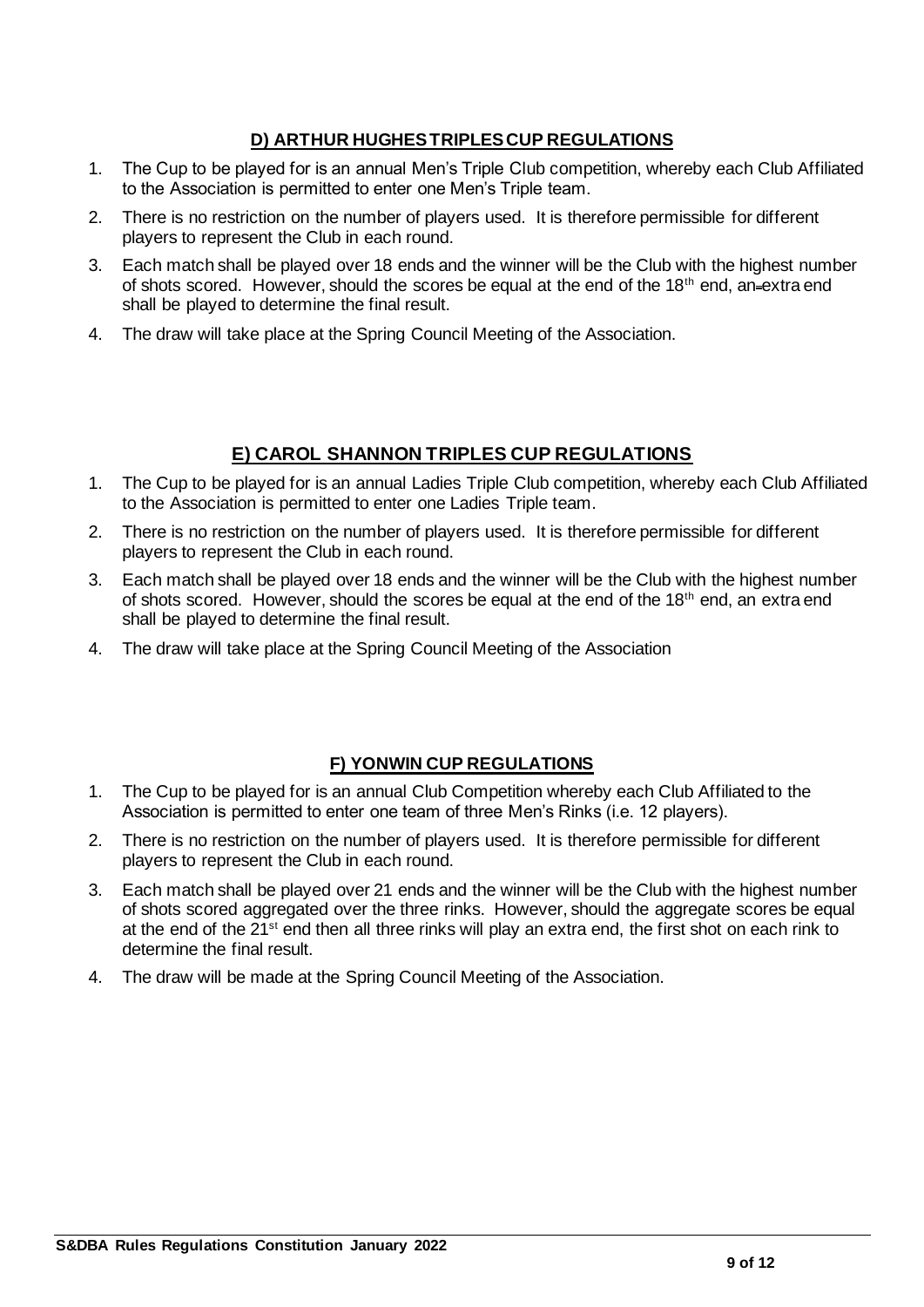## D) ARTHUR HUGHES TRIPLES CUP REGULATIONS

1. The Cup to be played for is an annual Men's Triple Club competition, whereby each Club Affiliated to the Association is permitted to enter one Men's Triple team.
2. There is no restriction on the number of players used. It is therefore permissible for different players to represent the Club in each round.
3. Each match shall be played over 18 ends and the winner will be the Club with the highest number of shots scored. However, should the scores be equal at the end of the 18th end, an extra end shall be played to determine the final result.
4. The draw will take place at the Spring Council Meeting of the Association.

## E) CAROL SHANNON TRIPLES CUP REGULATIONS

1. The Cup to be played for is an annual Ladies Triple Club competition, whereby each Club Affiliated to the Association is permitted to enter one Ladies Triple team.
2. There is no restriction on the number of players used. It is therefore permissible for different players to represent the Club in each round.
3. Each match shall be played over 18 ends and the winner will be the Club with the highest number of shots scored. However, should the scores be equal at the end of the 18th end, an extra end shall be played to determine the final result.
4. The draw will take place at the Spring Council Meeting of the Association

## F) YONWIN CUP REGULATIONS

1. The Cup to be played for is an annual Club Competition whereby each Club Affiliated to the Association is permitted to enter one team of three Men's Rinks (i.e. 12 players).
2. There is no restriction on the number of players used. It is therefore permissible for different players to represent the Club in each round.
3. Each match shall be played over 21 ends and the winner will be the Club with the highest number of shots scored aggregated over the three rinks. However, should the aggregate scores be equal at the end of the 21st end then all three rinks will play an extra end, the first shot on each rink to determine the final result.
4. The draw will be made at the Spring Council Meeting of the Association.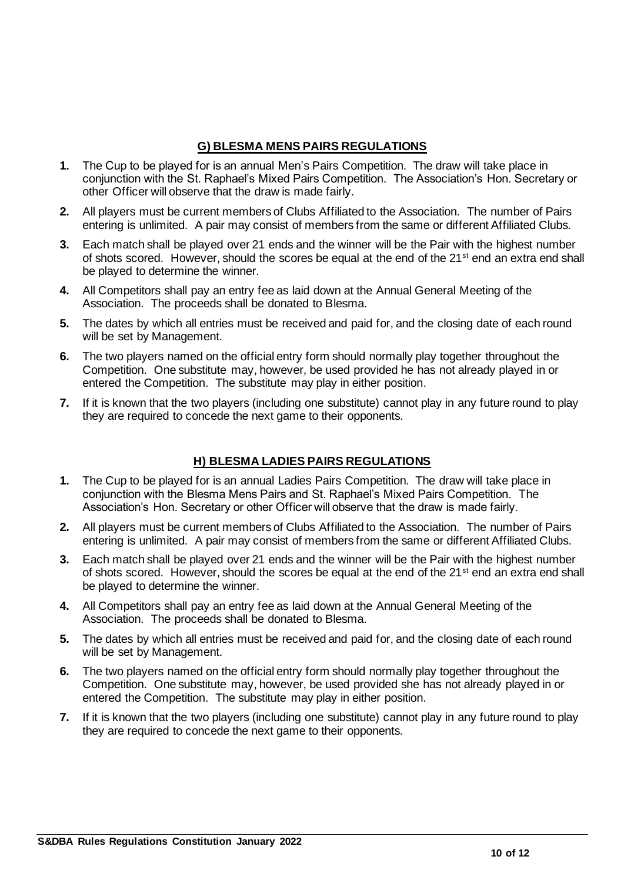## G) BLESMA MENS PAIRS REGULATIONS

1. The Cup to be played for is an annual Men's Pairs Competition. The draw will take place in conjunction with the St. Raphael's Mixed Pairs Competition. The Association's Hon. Secretary or other Officer will observe that the draw is made fairly.
2. All players must be current members of Clubs Affiliated to the Association. The number of Pairs entering is unlimited. A pair may consist of members from the same or different Affiliated Clubs.
3. Each match shall be played over 21 ends and the winner will be the Pair with the highest number of shots scored. However, should the scores be equal at the end of the 21st end an extra end shall be played to determine the winner.
4. All Competitors shall pay an entry fee as laid down at the Annual General Meeting of the Association. The proceeds shall be donated to Blesma.
5. The dates by which all entries must be received and paid for, and the closing date of each round will be set by Management.
6. The two players named on the official entry form should normally play together throughout the Competition. One substitute may, however, be used provided he has not already played in or entered the Competition. The substitute may play in either position.
7. If it is known that the two players (including one substitute) cannot play in any future round to play they are required to concede the next game to their opponents.

## H) BLESMA LADIES PAIRS REGULATIONS

1. The Cup to be played for is an annual Ladies Pairs Competition. The draw will take place in conjunction with the Blesma Mens Pairs and St. Raphael's Mixed Pairs Competition. The Association's Hon. Secretary or other Officer will observe that the draw is made fairly.
2. All players must be current members of Clubs Affiliated to the Association. The number of Pairs entering is unlimited. A pair may consist of members from the same or different Affiliated Clubs.
3. Each match shall be played over 21 ends and the winner will be the Pair with the highest number of shots scored. However, should the scores be equal at the end of the 21st end an extra end shall be played to determine the winner.
4. All Competitors shall pay an entry fee as laid down at the Annual General Meeting of the Association. The proceeds shall be donated to Blesma.
5. The dates by which all entries must be received and paid for, and the closing date of each round will be set by Management.
6. The two players named on the official entry form should normally play together throughout the Competition. One substitute may, however, be used provided she has not already played in or entered the Competition. The substitute may play in either position.
7. If it is known that the two players (including one substitute) cannot play in any future round to play they are required to concede the next game to their opponents.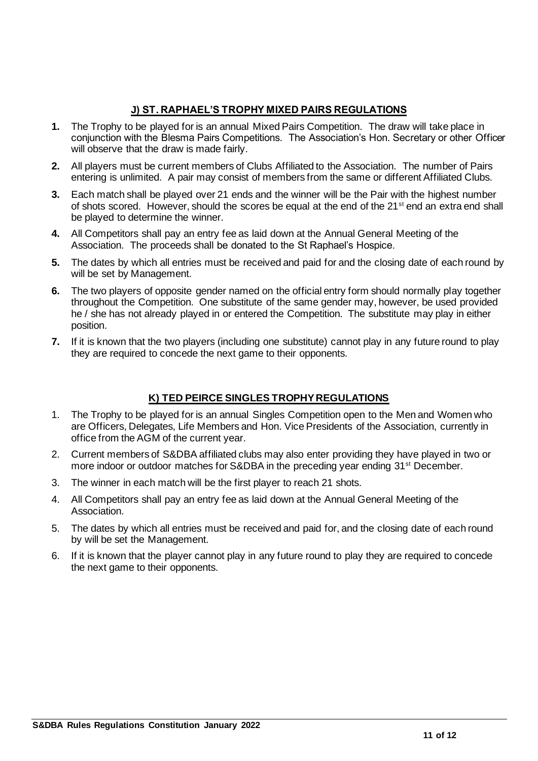## J) ST. RAPHAEL'S TROPHY MIXED PAIRS REGULATIONS

**1.** The Trophy to be played for is an annual Mixed Pairs Competition. The draw will take place in conjunction with the Blesma Pairs Competitions. The Association's Hon. Secretary or other Officer will observe that the draw is made fairly.

**2.** All players must be current members of Clubs Affiliated to the Association. The number of Pairs entering is unlimited. A pair may consist of members from the same or different Affiliated Clubs.

**3.** Each match shall be played over 21 ends and the winner will be the Pair with the highest number of shots scored. However, should the scores be equal at the end of the 21st end an extra end shall be played to determine the winner.

**4.** All Competitors shall pay an entry fee as laid down at the Annual General Meeting of the Association. The proceeds shall be donated to the St Raphael's Hospice.

**5.** The dates by which all entries must be received and paid for and the closing date of each round by will be set by Management.

**6.** The two players of opposite gender named on the official entry form should normally play together throughout the Competition. One substitute of the same gender may, however, be used provided he / she has not already played in or entered the Competition. The substitute may play in either position.

**7.** If it is known that the two players (including one substitute) cannot play in any future round to play they are required to concede the next game to their opponents.

## K) TED PEIRCE SINGLES TROPHY REGULATIONS

1. The Trophy to be played for is an annual Singles Competition open to the Men and Women who are Officers, Delegates, Life Members and Hon. Vice Presidents of the Association, currently in office from the AGM of the current year.
2. Current members of S&DBA affiliated clubs may also enter providing they have played in two or more indoor or outdoor matches for S&DBA in the preceding year ending 31st December.
3. The winner in each match will be the first player to reach 21 shots.
4. All Competitors shall pay an entry fee as laid down at the Annual General Meeting of the Association.
5. The dates by which all entries must be received and paid for, and the closing date of each round by will be set the Management.
6. If it is known that the player cannot play in any future round to play they are required to concede the next game to their opponents.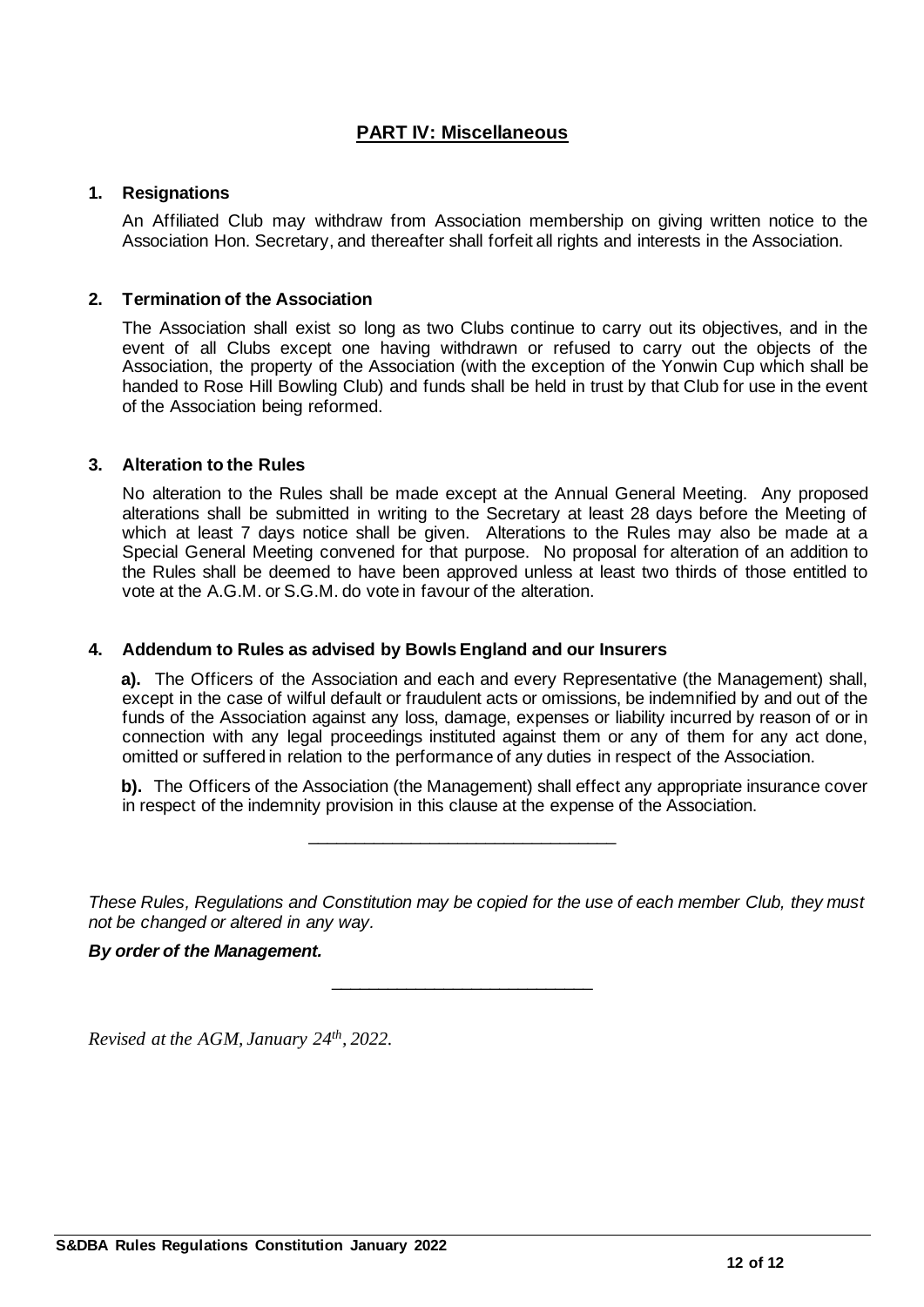## PART IV: Miscellaneous

### 1. Resignations

An Affiliated Club may withdraw from Association membership on giving written notice to the Association Hon. Secretary, and thereafter shall forfeit all rights and interests in the Association.

### 2. Termination of the Association

The Association shall exist so long as two Clubs continue to carry out its objectives, and in the event of all Clubs except one having withdrawn or refused to carry out the objects of the Association, the property of the Association (with the exception of the Yonwin Cup which shall be handed to Rose Hill Bowling Club) and funds shall be held in trust by that Club for use in the event of the Association being reformed.

### 3. Alteration to the Rules

No alteration to the Rules shall be made except at the Annual General Meeting. Any proposed alterations shall be submitted in writing to the Secretary at least 28 days before the Meeting of which at least 7 days notice shall be given. Alterations to the Rules may also be made at a Special General Meeting convened for that purpose. No proposal for alteration of an addition to the Rules shall be deemed to have been approved unless at least two thirds of those entitled to vote at the A.G.M. or S.G.M. do vote in favour of the alteration.

### 4. Addendum to Rules as advised by Bowls England and our Insurers

**a).** The Officers of the Association and each and every Representative (the Management) shall, except in the case of wilful default or fraudulent acts or omissions, be indemnified by and out of the funds of the Association against any loss, damage, expenses or liability incurred by reason of or in connection with any legal proceedings instituted against them or any of them for any act done, omitted or suffered in relation to the performance of any duties in respect of the Association.

**b).** The Officers of the Association (the Management) shall effect any appropriate insurance cover in respect of the indemnity provision in this clause at the expense of the Association.

---

*These Rules, Regulations and Constitution may be copied for the use of each member Club, they must not be changed or altered in any way.*

***By order of the Management.***

---

*Revised at the AGM, January 24th, 2022.*